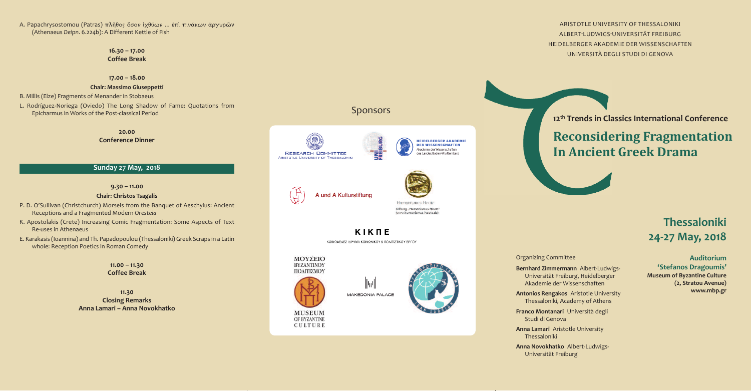A. Papachrysostomou (Patras) πλῆθος ὅσον ἰχθύων ... ἐπὶ πινάκων ἀργυρῶν (Athenaeus *Deipn*. 6.224b): A Different Kettle of Fish

**16.30 – 17.00**
**Coffee Break**

**17.00 – 18.00**

**Chair: Massimo Giuseppetti**

B. Millis (Elze) Fragments of Menander in Stobaeus

L. Rodríguez-Noriega (Oviedo) The Long Shadow of Fame: Quotations from Epicharmus in Works of the Post-classical Period

**20.00**
**Conference Dinner**

## Sunday 27 May, 2018

**9.30 – 11.00**

**Chair: Christos Tsagalis**

P. D. O'Sullivan (Christchurch) Morsels from the Banquet of Aeschylus: Ancient Receptions and a Fragmented Modern *Oresteia*

K. Apostolakis (Crete) Increasing Comic Fragmentation: Some Aspects of Text Re-uses in Athenaeus

E. Karakasis (Ioannina) and Th. Papadopoulou (Thessaloniki) Greek Scraps in a Latin whole: Reception Poetics in Roman Comedy

**11.00 – 11.30**
**Coffee Break**

**11.30**
**Closing Remarks**
**Anna Lamari – Anna Novokhatko**

## Sponsors

Research Committee Aristotle University of Thessaloniki

Uni Freiburg

Heidelberger Akademie der Wissenschaften – Akademie der Wissenschaften des Landes Baden-Württemberg

A und A Kulturstiftung

Humanismus Heute – Stiftung „Humanismus Heute" (www.humanismus-heute.de)

ΚΙΚΠΕ – ΚΟΙΝΩΦΕΛΕΣ ΙΔΡΥΜΑ ΚΟΙΝΩΝΙΚΟΥ & ΠΟΛΙΤΙΣΤΙΚΟΥ ΕΡΓΟΥ

ΜΟΥΣΕΙΟ ΒΥΖΑΝΤΙΝΟΥ ΠΟΛΙΤΙΣΜΟΥ – Museum of Byzantine Culture

Makedonia Palace

ARISTOTLE UNIVERSITY OF THESSALONIKI
ALBERT-LUDWIGS-UNIVERSITÄT FREIBURG
HEIDELBERGER AKADEMIE DER WISSENSCHAFTEN
UNIVERSITÀ DEGLI STUDI DI GENOVA

**12th Trends in Classics International Conference**

# Reconsidering Fragmentation In Ancient Greek Drama

## Thessaloniki 24-27 May, 2018

**Auditorium 'Stefanos Dragoumis'**
**Museum of Byzantine Culture (2, Stratou Avenue)**
**www.mbp.gr**

Organizing Committee

**Bernhard Zimmermann** Albert-Ludwigs-Universität Freiburg, Heidelberger Akademie der Wissenschaften

**Antonios Rengakos** Aristotle University Thessaloniki, Academy of Athens

**Franco Montanari** Università degli Studi di Genova

**Anna Lamari** Aristotle University Thessaloniki

**Anna Novokhatko** Albert-Ludwigs-Universität Freiburg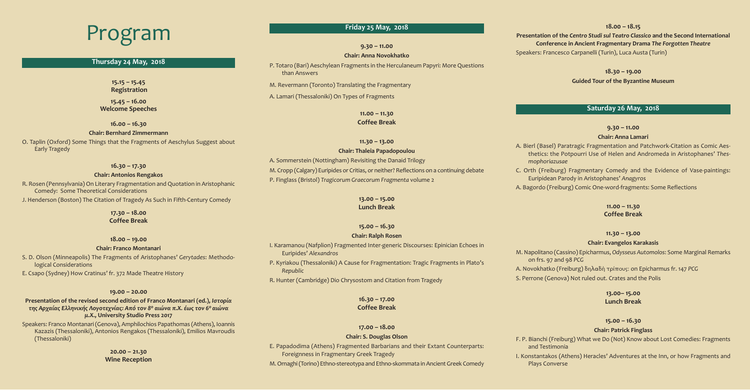# Program

## Thursday 24 May, 2018

**15.15 – 15.45**
**Registration**

**15.45 – 16.00**
**Welcome Speeches**

**16.00 – 16.30**

**Chair: Bernhard Zimmermann**

O. Taplin (Oxford) Some Things that the Fragments of Aeschylus Suggest about Early Tragedy

**16.30 – 17.30**

**Chair: Antonios Rengakos**

R. Rosen (Pennsylvania) On Literary Fragmentation and Quotation in Aristophanic Comedy: Some Theoretical Considerations

J. Henderson (Boston) The Citation of Tragedy As Such in Fifth-Century Comedy

**17.30 – 18.00**
**Coffee Break**

**18.00 – 19.00**

**Chair: Franco Montanari**

S. D. Olson (Minneapolis) The Fragments of Aristophanes' *Gerytades*: Methodological Considerations

E. Csapo (Sydney) How Cratinus' fr. 372 Made Theatre History

**19.00 – 20.00**

**Presentation of the revised second edition of Franco Montanari (ed.), *Ιστορία της Αρχαίας Ελληνικής Λογοτεχνίας: Από τον 8º αιώνα π.Χ. έως τον 6º αιώνα μ.Χ.*, University Studio Press 2017**

Speakers: Franco Montanari (Genova), Amphilochios Papathomas (Athens), Ioannis Kazazis (Thessaloniki), Antonios Rengakos (Thessaloniki), Emilios Mavroudis (Thessaloniki)

**20.00 – 21.30**
**Wine Reception**

## Friday 25 May, 2018

**9.30 – 11.00**

**Chair: Anna Novokhatko**

P. Totaro (Bari) Aeschylean Fragments in the Herculaneum Papyri: More Questions than Answers

M. Revermann (Toronto) Translating the Fragmentary

A. Lamari (Thessaloniki) On Types of Fragments

**11.00 – 11.30**
**Coffee Break**

**11.30 – 13.00**

**Chair: Thaleia Papadopoulou**

A. Sommerstein (Nottingham) Revisiting the Danaid Trilogy

M. Cropp (Calgary) Euripides or Critias, or neither? Reflections on a continuing debate

P. Finglass (Bristol) *Tragicorum Graecorum Fragmenta* volume 2

**13.00 – 15.00**
**Lunch Break**

**15.00 – 16.30**

**Chair: Ralph Rosen**

I. Karamanou (Nafplion) Fragmented Inter-generic Discourses: Epinician Echoes in Euripides' *Alexandros*

P. Kyriakou (Thessaloniki) A Cause for Fragmentation: Tragic Fragments in Plato's *Republic*

R. Hunter (Cambridge) Dio Chrysostom and Citation from Tragedy

**16.30 – 17.00**
**Coffee Break**

**17.00 – 18.00**

**Chair: S. Douglas Olson**

E. Papadodima (Athens) Fragmented Barbarians and their Extant Counterparts: Foreignness in Fragmentary Greek Tragedy

M. Ornaghi (Torino) Ethno-stereotypa and Ethno-skommata in Ancient Greek Comedy

**18.00 – 18.15**

**Presentation of the *Centro Studi sul Teatro Classico* and the Second International Conference in Ancient Fragmentary Drama *The Forgotten Theatre***

Speakers: Francesco Carpanelli (Turin), Luca Austa (Turin)

**18.30 – 19.00**

**Guided Tour of the Byzantine Museum**

## Saturday 26 May, 2018

**9.30 – 11.00**

**Chair: Anna Lamari**

A. Bierl (Basel) Paratragic Fragmentation and Patchwork-Citation as Comic Aesthetics: the Potpourri Use of Helen and Andromeda in Aristophanes' *Thesmophoriazusae*

C. Orth (Freiburg) Fragmentary Comedy and the Evidence of Vase-paintings: Euripidean Parody in Aristophanes' *Anagyros*

A. Bagordo (Freiburg) Comic One-word-fragments: Some Reflections

**11.00 – 11.30**
**Coffee Break**

**11.30 – 13.00**

**Chair: Evangelos Karakasis**

M. Napolitano (Cassino) Epicharmus, *Odysseus Automolos*: Some Marginal Remarks on frs. 97 and 98 *PCG*

A. Novokhatko (Freiburg) δηλαδὴ τρίπους: on Epicharmus fr. 147 *PCG*

S. Perrone (Genova) Not ruled out. Crates and the Polis

**13.00– 15.00**
**Lunch Break**

**15.00 – 16.30**

**Chair: Patrick Finglass**

F. P. Bianchi (Freiburg) What we Do (Not) Know about Lost Comedies: Fragments and Testimonia

I. Konstantakos (Athens) Heracles' Adventures at the Inn, or how Fragments and Plays Converse